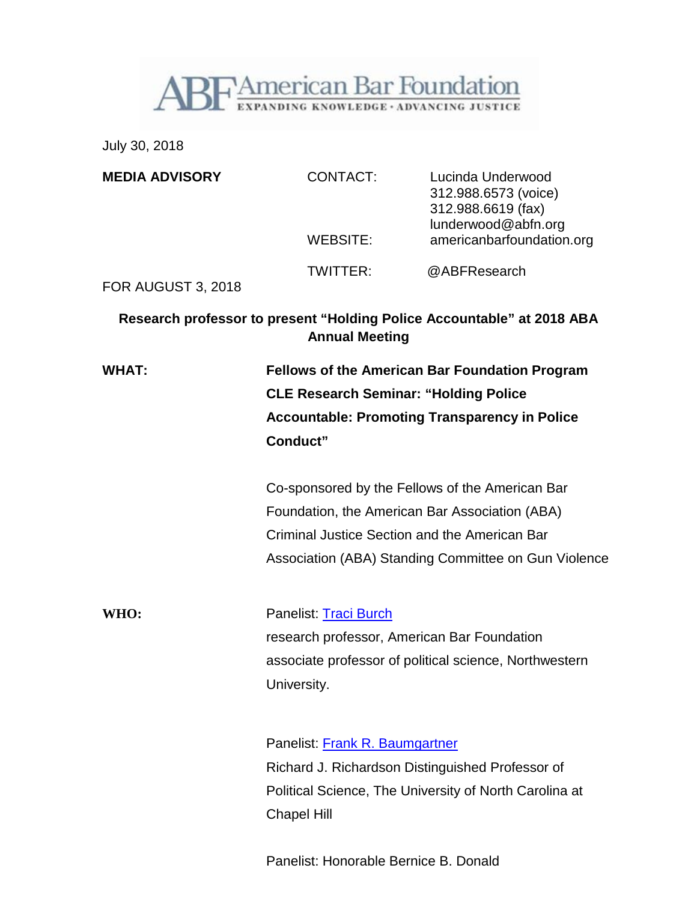**American Bar Foundation**

EXPANDING KNOWLEDGE · ADVANCING JUSTICE

July 30, 2018

**MEDIA ADVISORY**

CONTACT: Lucinda Underwood
312.988.6573 (voice)
312.988.6619 (fax)
lunderwood@abfn.org

WEBSITE: americanbarfoundation.org

TWITTER: @ABFResearch

FOR AUGUST 3, 2018

**Research professor to present "Holding Police Accountable" at 2018 ABA Annual Meeting**

**WHAT:**

**Fellows of the American Bar Foundation Program CLE Research Seminar: "Holding Police Accountable: Promoting Transparency in Police Conduct"**

Co-sponsored by the Fellows of the American Bar Foundation, the American Bar Association (ABA) Criminal Justice Section and the American Bar Association (ABA) Standing Committee on Gun Violence

**WHO:**

Panelist: [Traci Burch]
research professor, American Bar Foundation
associate professor of political science, Northwestern University.

Panelist: [Frank R. Baumgartner]
Richard J. Richardson Distinguished Professor of Political Science, The University of North Carolina at Chapel Hill

Panelist: Honorable Bernice B. Donald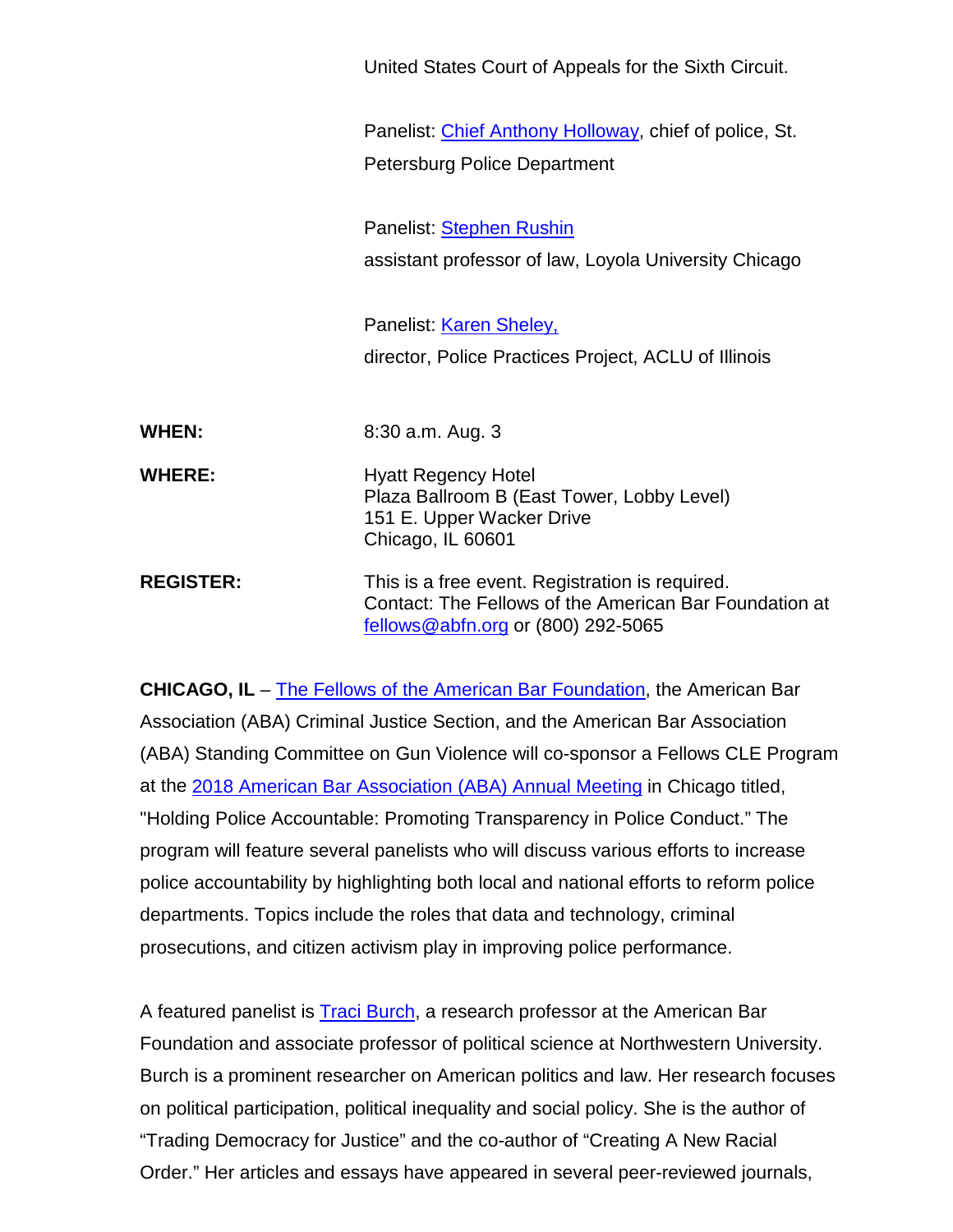United States Court of Appeals for the Sixth Circuit.

Panelist: [Chief Anthony Holloway](), chief of police, St. Petersburg Police Department

Panelist: [Stephen Rushin]()
assistant professor of law, Loyola University Chicago

Panelist: [Karen Sheley,]()
director, Police Practices Project, ACLU of Illinois

**WHEN:** 8:30 a.m. Aug. 3

**WHERE:** Hyatt Regency Hotel
Plaza Ballroom B (East Tower, Lobby Level)
151 E. Upper Wacker Drive
Chicago, IL 60601

**REGISTER:** This is a free event. Registration is required.
Contact: The Fellows of the American Bar Foundation at [fellows@abfn.org]() or (800) 292-5065

**CHICAGO, IL** – [The Fellows of the American Bar Foundation](), the American Bar Association (ABA) Criminal Justice Section, and the American Bar Association (ABA) Standing Committee on Gun Violence will co-sponsor a Fellows CLE Program at the [2018 American Bar Association (ABA) Annual Meeting]() in Chicago titled, "Holding Police Accountable: Promoting Transparency in Police Conduct." The program will feature several panelists who will discuss various efforts to increase police accountability by highlighting both local and national efforts to reform police departments. Topics include the roles that data and technology, criminal prosecutions, and citizen activism play in improving police performance.

A featured panelist is [Traci Burch](), a research professor at the American Bar Foundation and associate professor of political science at Northwestern University. Burch is a prominent researcher on American politics and law. Her research focuses on political participation, political inequality and social policy. She is the author of "Trading Democracy for Justice" and the co-author of "Creating A New Racial Order." Her articles and essays have appeared in several peer-reviewed journals,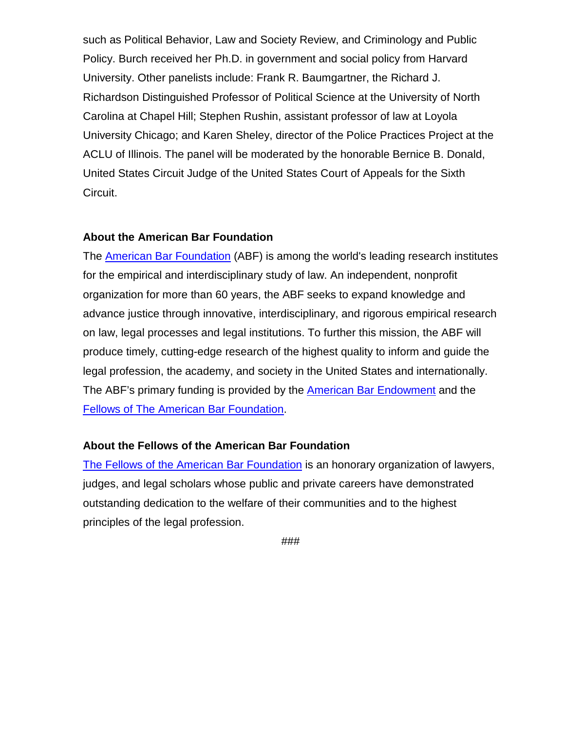such as Political Behavior, Law and Society Review, and Criminology and Public Policy. Burch received her Ph.D. in government and social policy from Harvard University. Other panelists include: Frank R. Baumgartner, the Richard J. Richardson Distinguished Professor of Political Science at the University of North Carolina at Chapel Hill; Stephen Rushin, assistant professor of law at Loyola University Chicago; and Karen Sheley, director of the Police Practices Project at the ACLU of Illinois. The panel will be moderated by the honorable Bernice B. Donald, United States Circuit Judge of the United States Court of Appeals for the Sixth Circuit.

**About the American Bar Foundation**

The American Bar Foundation (ABF) is among the world's leading research institutes for the empirical and interdisciplinary study of law. An independent, nonprofit organization for more than 60 years, the ABF seeks to expand knowledge and advance justice through innovative, interdisciplinary, and rigorous empirical research on law, legal processes and legal institutions. To further this mission, the ABF will produce timely, cutting-edge research of the highest quality to inform and guide the legal profession, the academy, and society in the United States and internationally. The ABF's primary funding is provided by the American Bar Endowment and the Fellows of The American Bar Foundation.

**About the Fellows of the American Bar Foundation**

The Fellows of the American Bar Foundation is an honorary organization of lawyers, judges, and legal scholars whose public and private careers have demonstrated outstanding dedication to the welfare of their communities and to the highest principles of the legal profession.

###